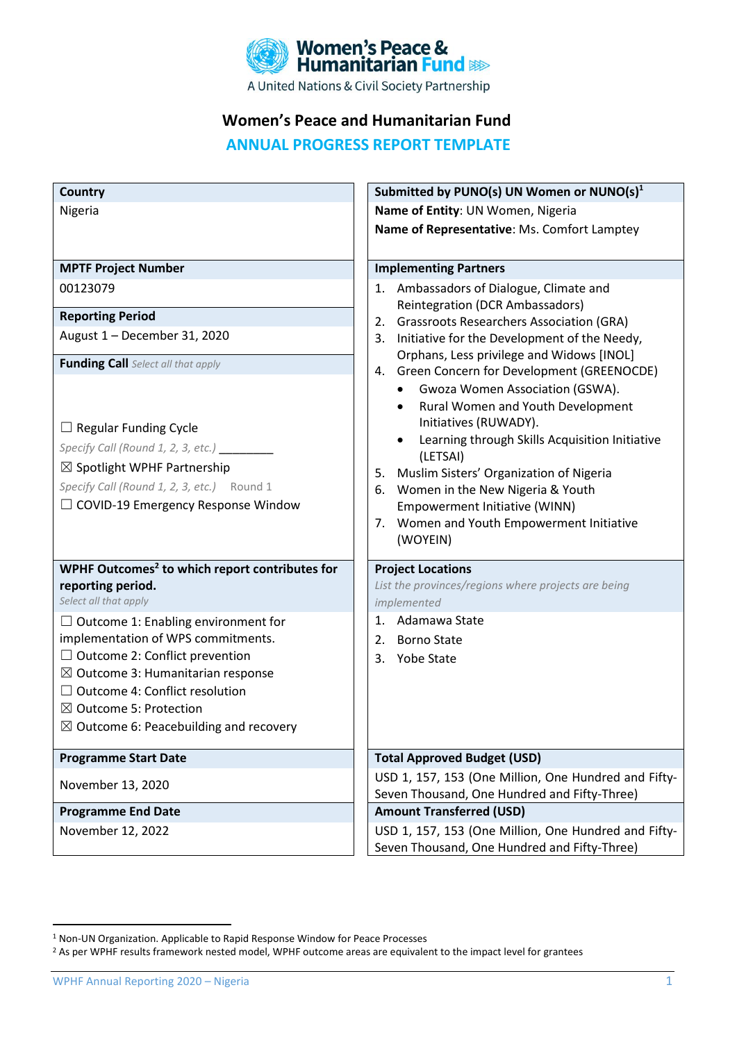# Women's Peace & Humanitarian Fund

A United Nations & Civil Society Partnership

## Women's Peace and Humanitarian Fund

## ANNUAL PROGRESS REPORT TEMPLATE

| **Country** | **Submitted by PUNO(s) UN Women or NUNO(s)**[1] |
|---|---|
| Nigeria | **Name of Entity**: UN Women, Nigeria<br>**Name of Representative**: Ms. Comfort Lamptey |
| **MPTF Project Number** | **Implementing Partners** |
| 00123079 | 1. Ambassadors of Dialogue, Climate and Reintegration (DCR Ambassadors)<br>2. Grassroots Researchers Association (GRA)<br>3. Initiative for the Development of the Needy, Orphans, Less privilege and Widows [INOL]<br>4. Green Concern for Development (GREENOCDE)<br>• Gwoza Women Association (GSWA).<br>• Rural Women and Youth Development Initiatives (RUWADY).<br>• Learning through Skills Acquisition Initiative (LETSAI)<br>5. Muslim Sisters' Organization of Nigeria<br>6. Women in the New Nigeria & Youth Empowerment Initiative (WINN)<br>7. Women and Youth Empowerment Initiative (WOYEIN) |
| **Reporting Period** | |
| August 1 – December 31, 2020 | |
| **Funding Call** *Select all that apply* | |
| ☐ Regular Funding Cycle<br>*Specify Call (Round 1, 2, 3, etc.)* ________<br>☒ Spotlight WPHF Partnership<br>*Specify Call (Round 1, 2, 3, etc.)* Round 1<br>☐ COVID-19 Emergency Response Window | |
| **WPHF Outcomes**[2] **to which report contributes for reporting period.**<br>*Select all that apply* | **Project Locations**<br>*List the provinces/regions where projects are being implemented* |
| ☐ Outcome 1: Enabling environment for implementation of WPS commitments.<br>☐ Outcome 2: Conflict prevention<br>☒ Outcome 3: Humanitarian response<br>☐ Outcome 4: Conflict resolution<br>☒ Outcome 5: Protection<br>☒ Outcome 6: Peacebuilding and recovery | 1. Adamawa State<br>2. Borno State<br>3. Yobe State |
| **Programme Start Date** | **Total Approved Budget (USD)** |
| November 13, 2020 | USD 1, 157, 153 (One Million, One Hundred and Fifty-Seven Thousand, One Hundred and Fifty-Three) |
| **Programme End Date** | **Amount Transferred (USD)** |
| November 12, 2022 | USD 1, 157, 153 (One Million, One Hundred and Fifty-Seven Thousand, One Hundred and Fifty-Three) |

[1] Non-UN Organization. Applicable to Rapid Response Window for Peace Processes

[2] As per WPHF results framework nested model, WPHF outcome areas are equivalent to the impact level for grantees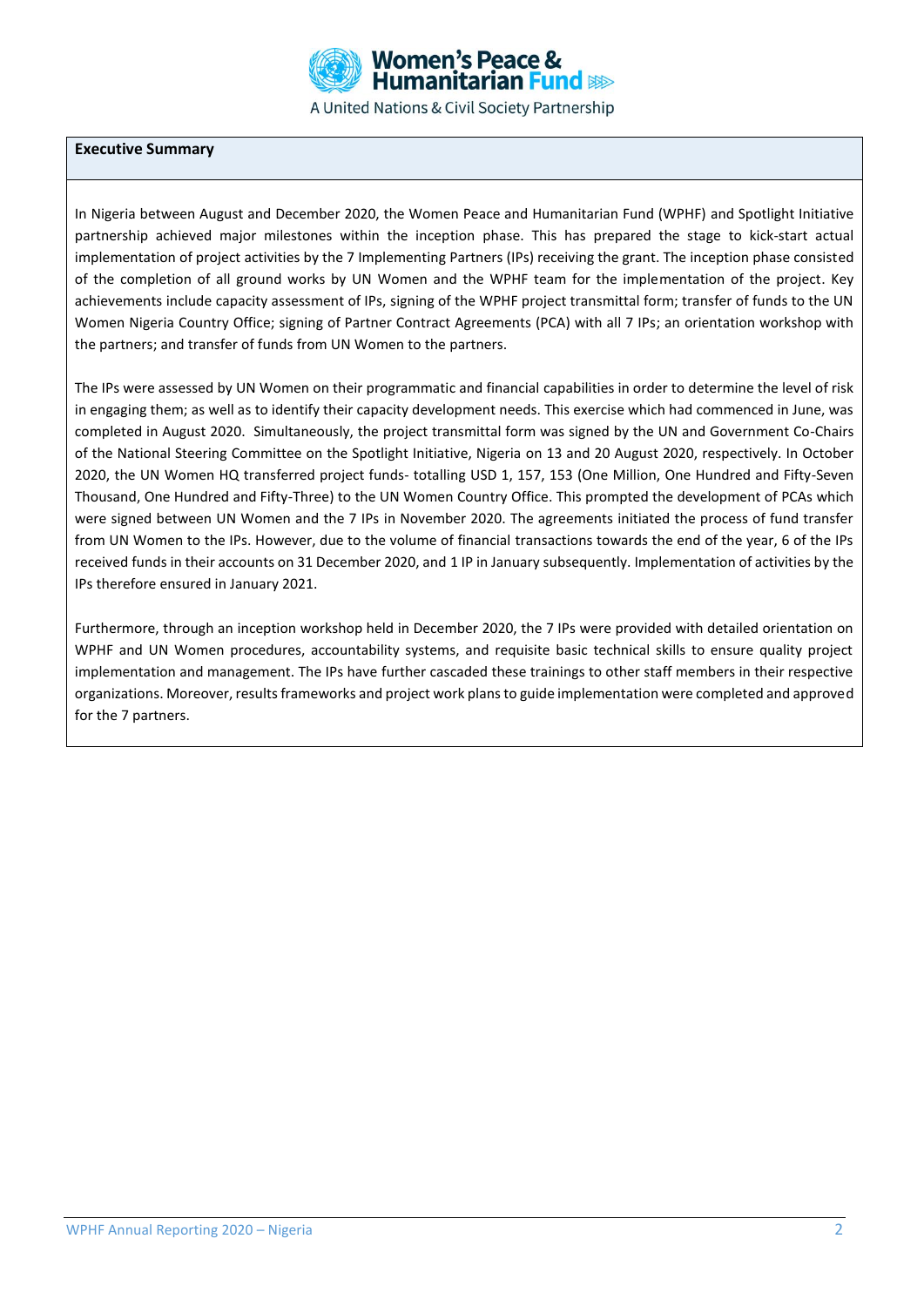**Executive Summary**

In Nigeria between August and December 2020, the Women Peace and Humanitarian Fund (WPHF) and Spotlight Initiative partnership achieved major milestones within the inception phase. This has prepared the stage to kick-start actual implementation of project activities by the 7 Implementing Partners (IPs) receiving the grant. The inception phase consisted of the completion of all ground works by UN Women and the WPHF team for the implementation of the project. Key achievements include capacity assessment of IPs, signing of the WPHF project transmittal form; transfer of funds to the UN Women Nigeria Country Office; signing of Partner Contract Agreements (PCA) with all 7 IPs; an orientation workshop with the partners; and transfer of funds from UN Women to the partners.

The IPs were assessed by UN Women on their programmatic and financial capabilities in order to determine the level of risk in engaging them; as well as to identify their capacity development needs. This exercise which had commenced in June, was completed in August 2020. Simultaneously, the project transmittal form was signed by the UN and Government Co-Chairs of the National Steering Committee on the Spotlight Initiative, Nigeria on 13 and 20 August 2020, respectively. In October 2020, the UN Women HQ transferred project funds- totalling USD 1, 157, 153 (One Million, One Hundred and Fifty-Seven Thousand, One Hundred and Fifty-Three) to the UN Women Country Office. This prompted the development of PCAs which were signed between UN Women and the 7 IPs in November 2020. The agreements initiated the process of fund transfer from UN Women to the IPs. However, due to the volume of financial transactions towards the end of the year, 6 of the IPs received funds in their accounts on 31 December 2020, and 1 IP in January subsequently. Implementation of activities by the IPs therefore ensured in January 2021.

Furthermore, through an inception workshop held in December 2020, the 7 IPs were provided with detailed orientation on WPHF and UN Women procedures, accountability systems, and requisite basic technical skills to ensure quality project implementation and management. The IPs have further cascaded these trainings to other staff members in their respective organizations. Moreover, results frameworks and project work plans to guide implementation were completed and approved for the 7 partners.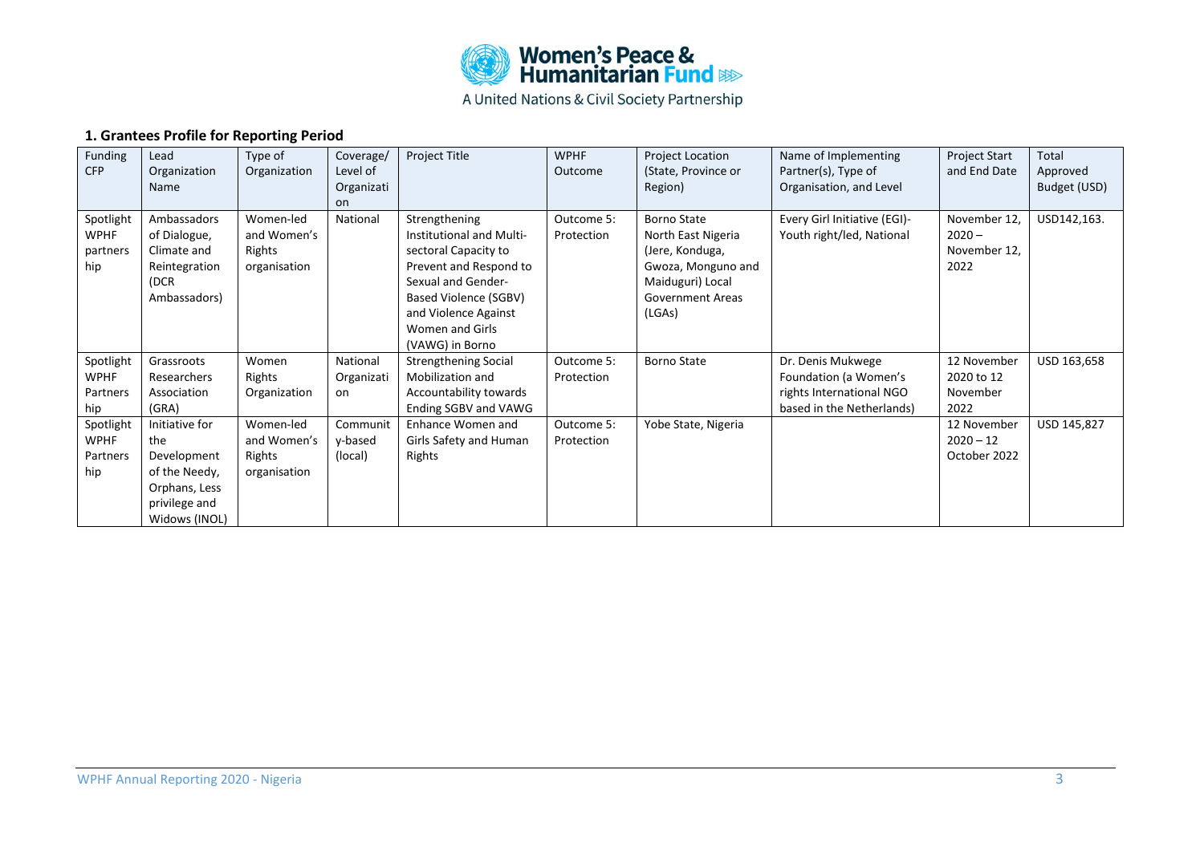Women's Peace & Humanitarian Fund

A United Nations & Civil Society Partnership

### 1. Grantees Profile for Reporting Period

| Funding CFP | Lead Organization Name | Type of Organization | Coverage/ Level of Organization | Project Title | WPHF Outcome | Project Location (State, Province or Region) | Name of Implementing Partner(s), Type of Organisation, and Level | Project Start and End Date | Total Approved Budget (USD) |
|---|---|---|---|---|---|---|---|---|---|
| Spotlight WPHF partnership | Ambassadors of Dialogue, Climate and Reintegration (DCR Ambassadors) | Women-led and Women's Rights organisation | National | Strengthening Institutional and Multi-sectoral Capacity to Prevent and Respond to Sexual and Gender-Based Violence (SGBV) and Violence Against Women and Girls (VAWG) in Borno | Outcome 5: Protection | Borno State North East Nigeria (Jere, Konduga, Gwoza, Monguno and Maiduguri) Local Government Areas (LGAs) | Every Girl Initiative (EGI)- Youth right/led, National | November 12, 2020 – November 12, 2022 | USD142,163. |
| Spotlight WPHF Partnership | Grassroots Researchers Association (GRA) | Women Rights Organization | National Organization | Strengthening Social Mobilization and Accountability towards Ending SGBV and VAWG | Outcome 5: Protection | Borno State | Dr. Denis Mukwege Foundation (a Women's rights International NGO based in the Netherlands) | 12 November 2020 to 12 November 2022 | USD 163,658 |
| Spotlight WPHF Partnership | Initiative for the Development of the Needy, Orphans, Less privilege and Widows (INOL) | Women-led and Women's Rights organisation | Community-based (local) | Enhance Women and Girls Safety and Human Rights | Outcome 5: Protection | Yobe State, Nigeria | | 12 November 2020 – 12 October 2022 | USD 145,827 |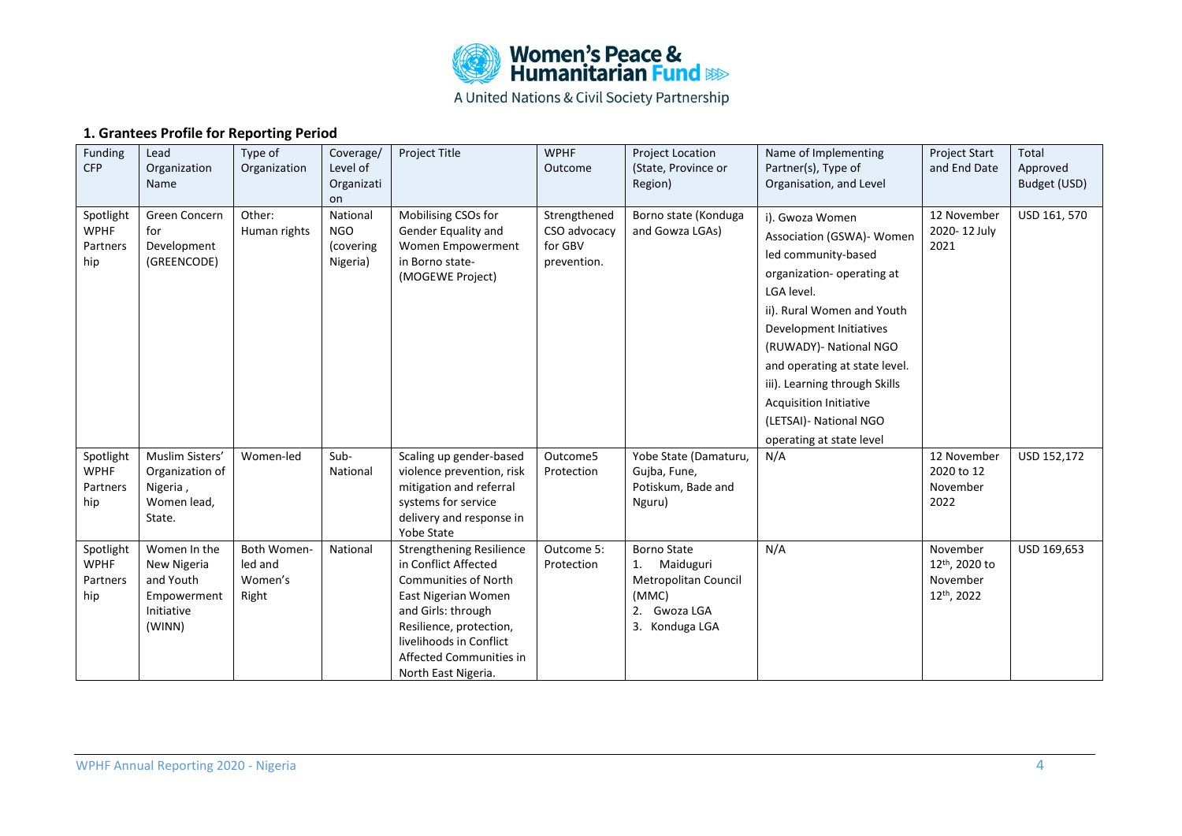Women's Peace & Humanitarian Fund

A United Nations & Civil Society Partnership

## 1. Grantees Profile for Reporting Period

| Funding CFP | Lead Organization Name | Type of Organization | Coverage/ Level of Organization | Project Title | WPHF Outcome | Project Location (State, Province or Region) | Name of Implementing Partner(s), Type of Organisation, and Level | Project Start and End Date | Total Approved Budget (USD) |
|---|---|---|---|---|---|---|---|---|---|
| Spotlight WPHF Partnership | Green Concern for Development (GREENCODE) | Other: Human rights | National NGO (covering Nigeria) | Mobilising CSOs for Gender Equality and Women Empowerment in Borno state- (MOGEWE Project) | Strengthened CSO advocacy for GBV prevention. | Borno state (Konduga and Gowza LGAs) | i). Gwoza Women Association (GSWA)- Women led community-based organization- operating at LGA level. ii). Rural Women and Youth Development Initiatives (RUWADY)- National NGO and operating at state level. iii). Learning through Skills Acquisition Initiative (LETSAI)- National NGO operating at state level | 12 November 2020- 12 July 2021 | USD 161, 570 |
| Spotlight WPHF Partnership | Muslim Sisters' Organization of Nigeria , Women lead, State. | Women-led | Sub-National | Scaling up gender-based violence prevention, risk mitigation and referral systems for service delivery and response in Yobe State | Outcome5 Protection | Yobe State (Damaturu, Gujba, Fune, Potiskum, Bade and Nguru) | N/A | 12 November 2020 to 12 November 2022 | USD 152,172 |
| Spotlight WPHF Partnership | Women In the New Nigeria and Youth Empowerment Initiative (WINN) | Both Women-led and Women's Right | National | Strengthening Resilience in Conflict Affected Communities of North East Nigerian Women and Girls: through Resilience, protection, livelihoods in Conflict Affected Communities in North East Nigeria. | Outcome 5: Protection | Borno State 1. Maiduguri Metropolitan Council (MMC) 2. Gwoza LGA 3. Konduga LGA | N/A | November 12th, 2020 to November 12th, 2022 | USD 169,653 |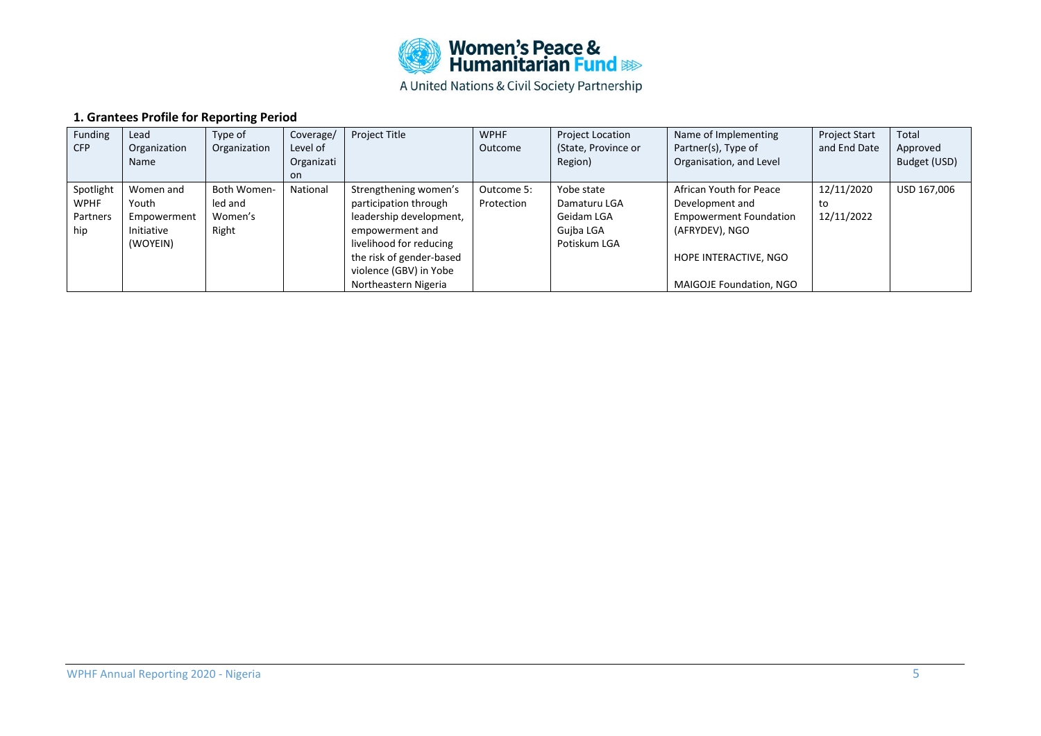### 1. Grantees Profile for Reporting Period

| Funding CFP | Lead Organization Name | Type of Organization | Coverage/ Level of Organization | Project Title | WPHF Outcome | Project Location (State, Province or Region) | Name of Implementing Partner(s), Type of Organisation, and Level | Project Start and End Date | Total Approved Budget (USD) |
|---|---|---|---|---|---|---|---|---|---|
| Spotlight WPHF Partnership | Women and Youth Empowerment Initiative (WOYEIN) | Both Women-led and Women's Right | National | Strengthening women's participation through leadership development, empowerment and livelihood for reducing the risk of gender-based violence (GBV) in Yobe Northeastern Nigeria | Outcome 5: Protection | Yobe state<br>Damaturu LGA<br>Geidam LGA<br>Gujba LGA<br>Potiskum LGA | African Youth for Peace Development and Empowerment Foundation (AFRYDEV), NGO<br><br>HOPE INTERACTIVE, NGO<br><br>MAIGOJE Foundation, NGO | 12/11/2020 to 12/11/2022 | USD 167,006 |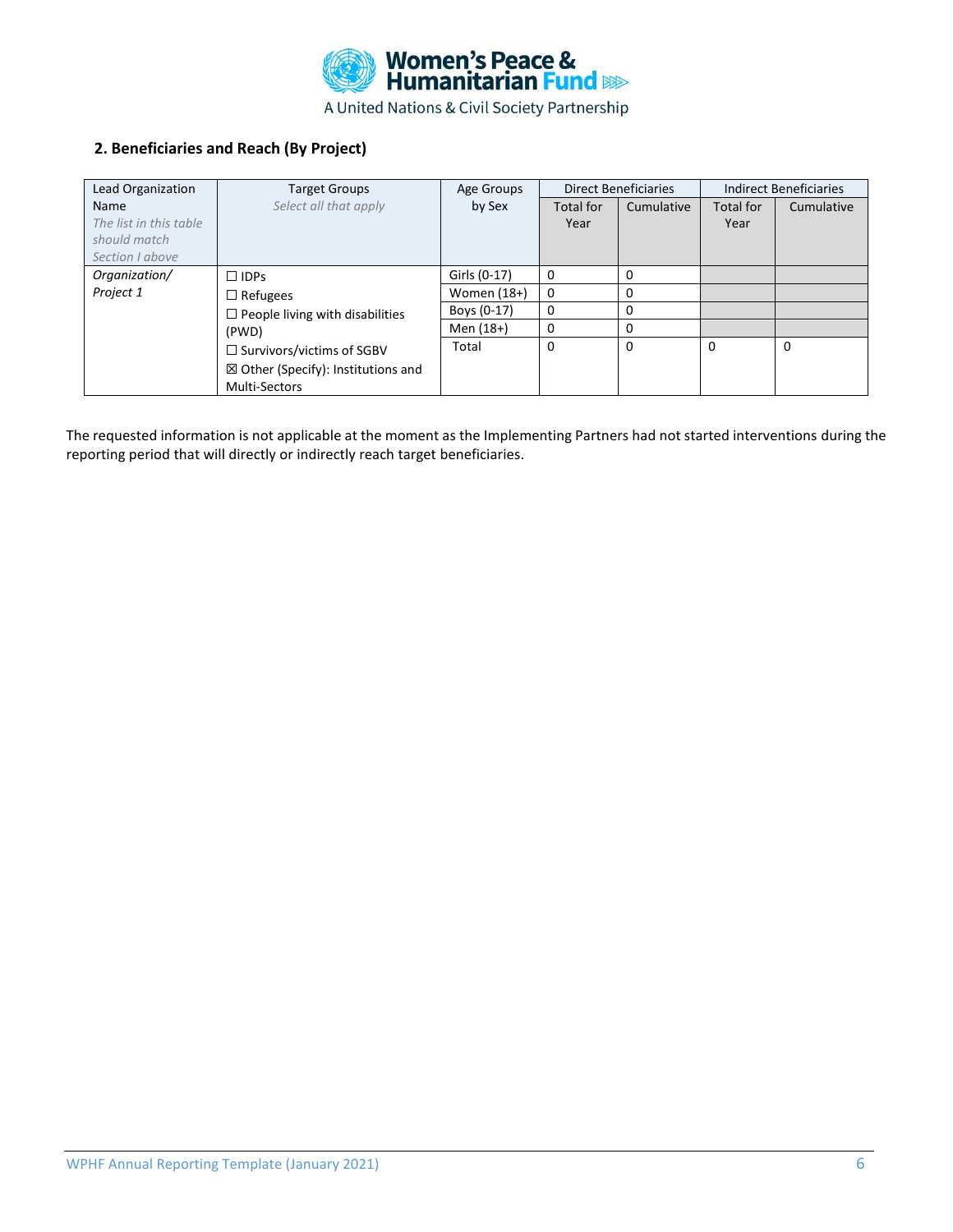## 2. Beneficiaries and Reach (By Project)

| Lead Organization Name *The list in this table should match Section I above* | Target Groups *Select all that apply* | Age Groups by Sex | Direct Beneficiaries | | Indirect Beneficiaries | |
|---|---|---|---|---|---|---|
| | | | Total for Year | Cumulative | Total for Year | Cumulative |
| *Organization/ Project 1* | ☐ IDPs<br>☐ Refugees<br>☐ People living with disabilities (PWD)<br>☐ Survivors/victims of SGBV<br>☒ Other (Specify): Institutions and Multi-Sectors | Girls (0-17) | 0 | 0 | | |
| | | Women (18+) | 0 | 0 | | |
| | | Boys (0-17) | 0 | 0 | | |
| | | Men (18+) | 0 | 0 | | |
| | | Total | 0 | 0 | 0 | 0 |

The requested information is not applicable at the moment as the Implementing Partners had not started interventions during the reporting period that will directly or indirectly reach target beneficiaries.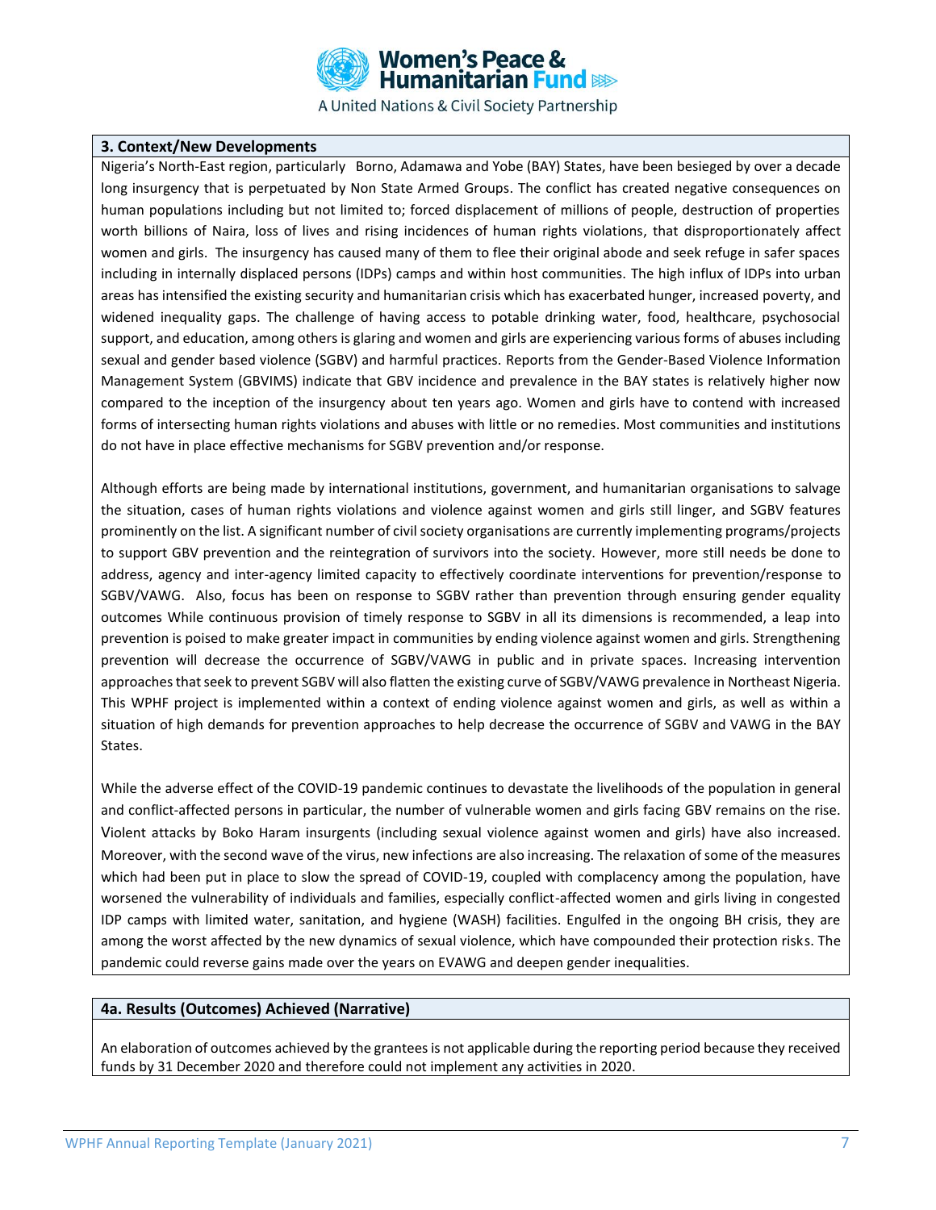## 3. Context/New Developments

Nigeria's North-East region, particularly Borno, Adamawa and Yobe (BAY) States, have been besieged by over a decade long insurgency that is perpetuated by Non State Armed Groups. The conflict has created negative consequences on human populations including but not limited to; forced displacement of millions of people, destruction of properties worth billions of Naira, loss of lives and rising incidences of human rights violations, that disproportionately affect women and girls. The insurgency has caused many of them to flee their original abode and seek refuge in safer spaces including in internally displaced persons (IDPs) camps and within host communities. The high influx of IDPs into urban areas has intensified the existing security and humanitarian crisis which has exacerbated hunger, increased poverty, and widened inequality gaps. The challenge of having access to potable drinking water, food, healthcare, psychosocial support, and education, among others is glaring and women and girls are experiencing various forms of abuses including sexual and gender based violence (SGBV) and harmful practices. Reports from the Gender-Based Violence Information Management System (GBVIMS) indicate that GBV incidence and prevalence in the BAY states is relatively higher now compared to the inception of the insurgency about ten years ago. Women and girls have to contend with increased forms of intersecting human rights violations and abuses with little or no remedies. Most communities and institutions do not have in place effective mechanisms for SGBV prevention and/or response.

Although efforts are being made by international institutions, government, and humanitarian organisations to salvage the situation, cases of human rights violations and violence against women and girls still linger, and SGBV features prominently on the list. A significant number of civil society organisations are currently implementing programs/projects to support GBV prevention and the reintegration of survivors into the society. However, more still needs be done to address, agency and inter-agency limited capacity to effectively coordinate interventions for prevention/response to SGBV/VAWG. Also, focus has been on response to SGBV rather than prevention through ensuring gender equality outcomes While continuous provision of timely response to SGBV in all its dimensions is recommended, a leap into prevention is poised to make greater impact in communities by ending violence against women and girls. Strengthening prevention will decrease the occurrence of SGBV/VAWG in public and in private spaces. Increasing intervention approaches that seek to prevent SGBV will also flatten the existing curve of SGBV/VAWG prevalence in Northeast Nigeria. This WPHF project is implemented within a context of ending violence against women and girls, as well as within a situation of high demands for prevention approaches to help decrease the occurrence of SGBV and VAWG in the BAY States.

While the adverse effect of the COVID-19 pandemic continues to devastate the livelihoods of the population in general and conflict-affected persons in particular, the number of vulnerable women and girls facing GBV remains on the rise. Violent attacks by Boko Haram insurgents (including sexual violence against women and girls) have also increased. Moreover, with the second wave of the virus, new infections are also increasing. The relaxation of some of the measures which had been put in place to slow the spread of COVID-19, coupled with complacency among the population, have worsened the vulnerability of individuals and families, especially conflict-affected women and girls living in congested IDP camps with limited water, sanitation, and hygiene (WASH) facilities. Engulfed in the ongoing BH crisis, they are among the worst affected by the new dynamics of sexual violence, which have compounded their protection risks. The pandemic could reverse gains made over the years on EVAWG and deepen gender inequalities.

## 4a. Results (Outcomes) Achieved (Narrative)

An elaboration of outcomes achieved by the grantees is not applicable during the reporting period because they received funds by 31 December 2020 and therefore could not implement any activities in 2020.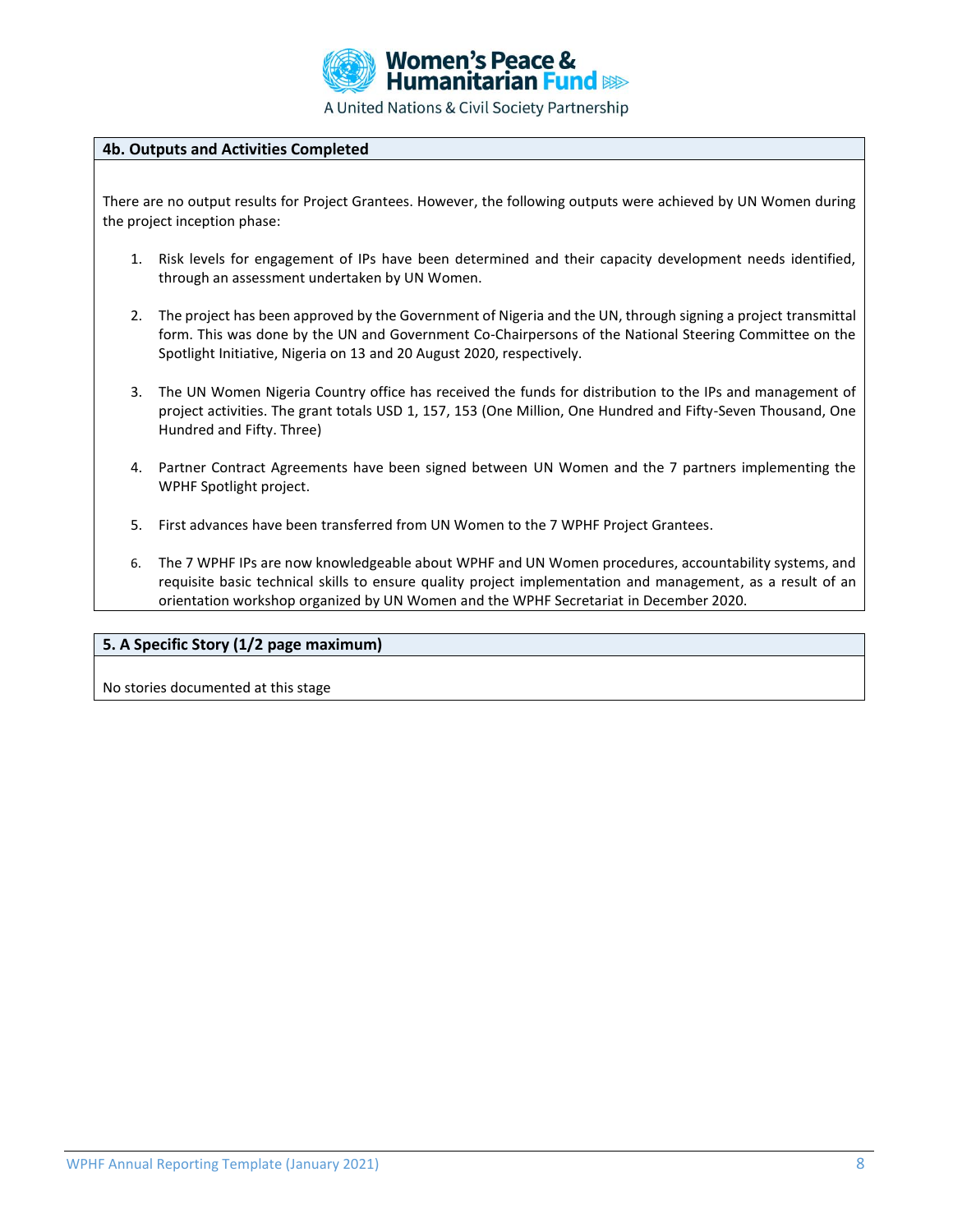### 4b. Outputs and Activities Completed

There are no output results for Project Grantees. However, the following outputs were achieved by UN Women during the project inception phase:

1. Risk levels for engagement of IPs have been determined and their capacity development needs identified, through an assessment undertaken by UN Women.

2. The project has been approved by the Government of Nigeria and the UN, through signing a project transmittal form. This was done by the UN and Government Co-Chairpersons of the National Steering Committee on the Spotlight Initiative, Nigeria on 13 and 20 August 2020, respectively.

3. The UN Women Nigeria Country office has received the funds for distribution to the IPs and management of project activities. The grant totals USD 1, 157, 153 (One Million, One Hundred and Fifty-Seven Thousand, One Hundred and Fifty. Three)

4. Partner Contract Agreements have been signed between UN Women and the 7 partners implementing the WPHF Spotlight project.

5. First advances have been transferred from UN Women to the 7 WPHF Project Grantees.

6. The 7 WPHF IPs are now knowledgeable about WPHF and UN Women procedures, accountability systems, and requisite basic technical skills to ensure quality project implementation and management, as a result of an orientation workshop organized by UN Women and the WPHF Secretariat in December 2020.

### 5. A Specific Story (1/2 page maximum)

No stories documented at this stage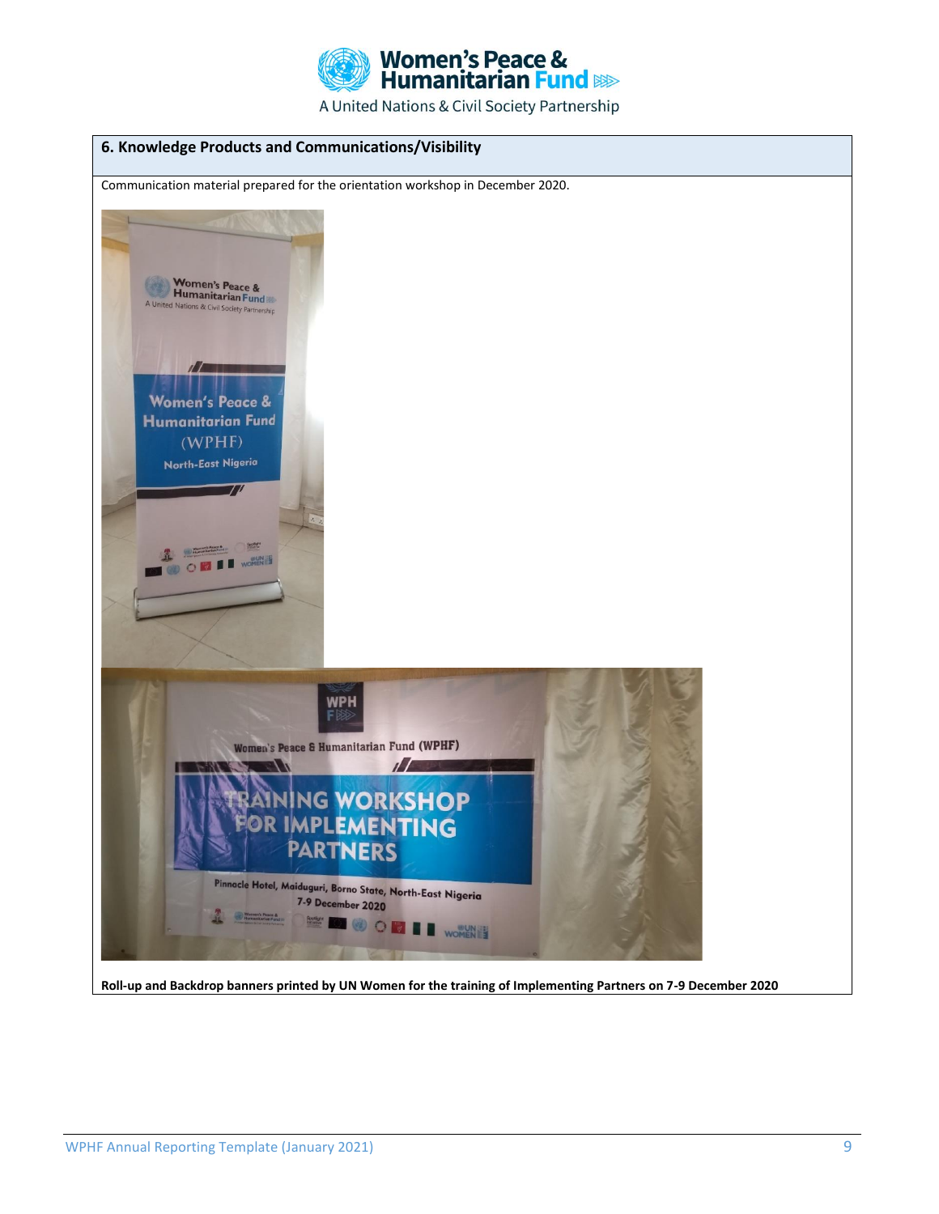## 6. Knowledge Products and Communications/Visibility

Communication material prepared for the orientation workshop in December 2020.

**Roll-up and Backdrop banners printed by UN Women for the training of Implementing Partners on 7-9 December 2020**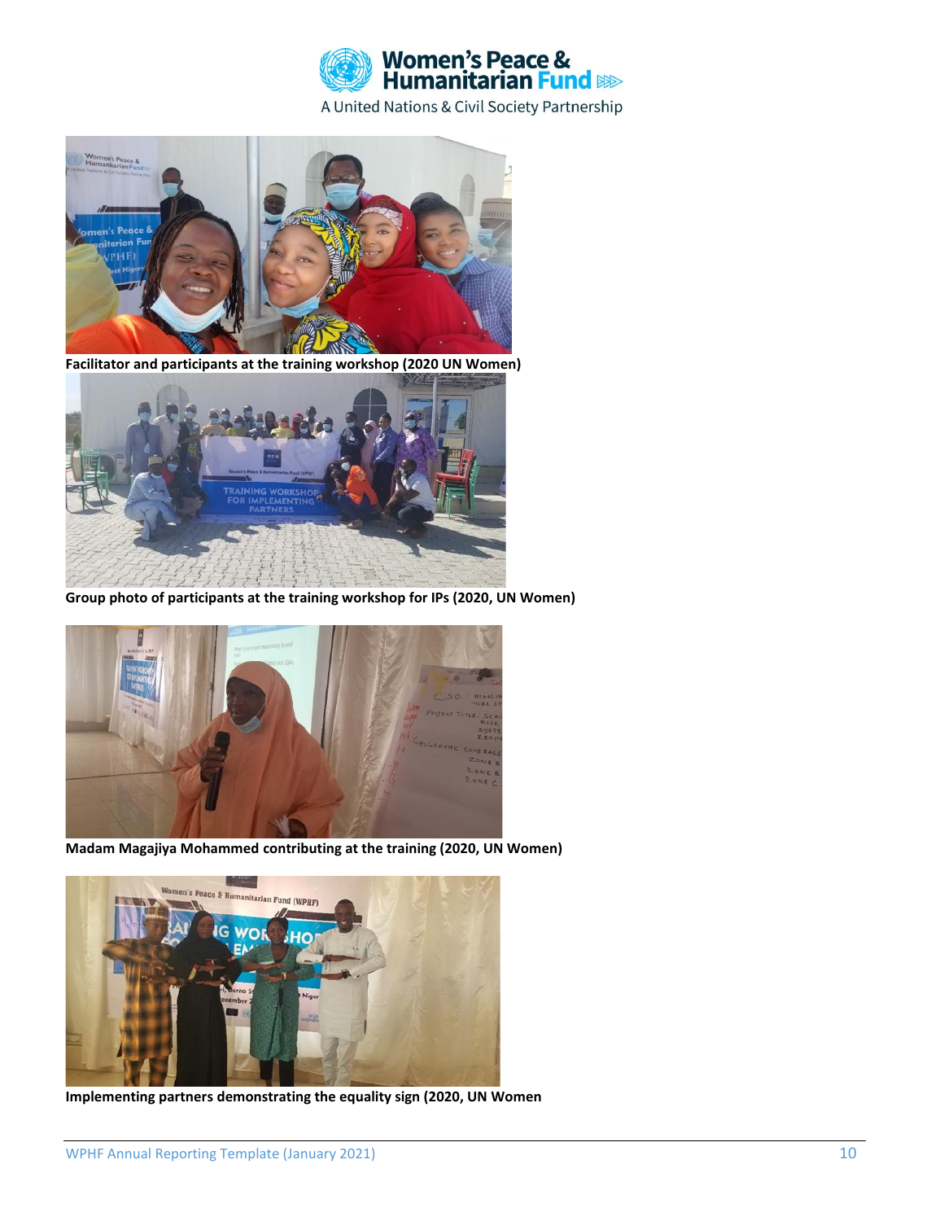**Facilitator and participants at the training workshop (2020 UN Women)**

**Group photo of participants at the training workshop for IPs (2020, UN Women)**

**Madam Magajiya Mohammed contributing at the training (2020, UN Women)**

**Implementing partners demonstrating the equality sign (2020, UN Women**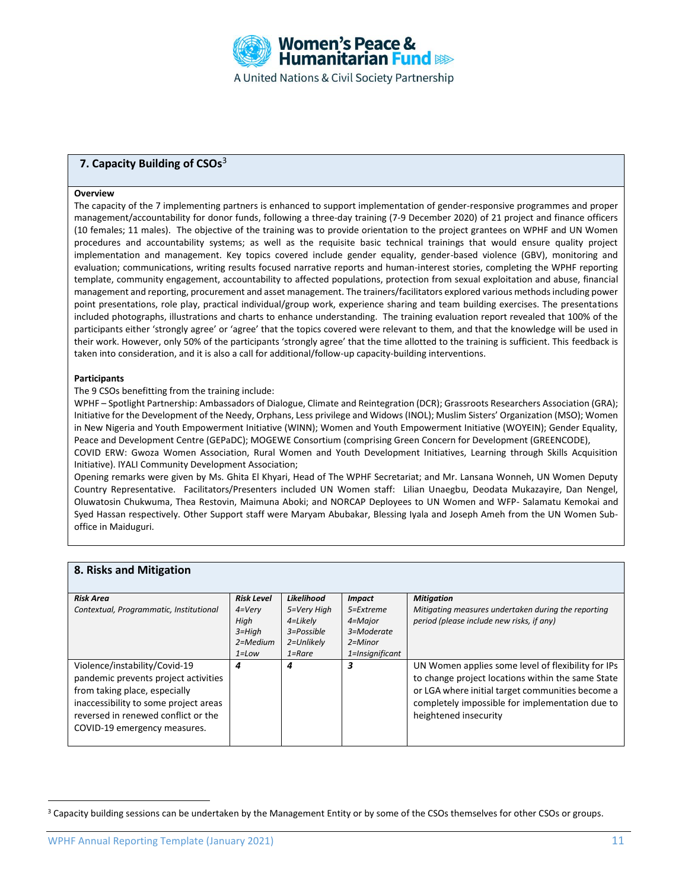## 7. Capacity Building of CSOs[3]

**Overview**

The capacity of the 7 implementing partners is enhanced to support implementation of gender-responsive programmes and proper management/accountability for donor funds, following a three-day training (7-9 December 2020) of 21 project and finance officers (10 females; 11 males). The objective of the training was to provide orientation to the project grantees on WPHF and UN Women procedures and accountability systems; as well as the requisite basic technical trainings that would ensure quality project implementation and management. Key topics covered include gender equality, gender-based violence (GBV), monitoring and evaluation; communications, writing results focused narrative reports and human-interest stories, completing the WPHF reporting template, community engagement, accountability to affected populations, protection from sexual exploitation and abuse, financial management and reporting, procurement and asset management. The trainers/facilitators explored various methods including power point presentations, role play, practical individual/group work, experience sharing and team building exercises. The presentations included photographs, illustrations and charts to enhance understanding. The training evaluation report revealed that 100% of the participants either 'strongly agree' or 'agree' that the topics covered were relevant to them, and that the knowledge will be used in their work. However, only 50% of the participants 'strongly agree' that the time allotted to the training is sufficient. This feedback is taken into consideration, and it is also a call for additional/follow-up capacity-building interventions.

**Participants**

The 9 CSOs benefitting from the training include:

WPHF – Spotlight Partnership: Ambassadors of Dialogue, Climate and Reintegration (DCR); Grassroots Researchers Association (GRA); Initiative for the Development of the Needy, Orphans, Less privilege and Widows (INOL); Muslim Sisters' Organization (MSO); Women in New Nigeria and Youth Empowerment Initiative (WINN); Women and Youth Empowerment Initiative (WOYEIN); Gender Equality, Peace and Development Centre (GEPaDC); MOGEWE Consortium (comprising Green Concern for Development (GREENCODE), COVID ERW: Gwoza Women Association, Rural Women and Youth Development Initiatives, Learning through Skills Acquisition Initiative). IYALI Community Development Association;

Opening remarks were given by Ms. Ghita El Khyari, Head of The WPHF Secretariat; and Mr. Lansana Wonneh, UN Women Deputy Country Representative. Facilitators/Presenters included UN Women staff: Lilian Unaegbu, Deodata Mukazayire, Dan Nengel, Oluwatosin Chukwuma, Thea Restovin, Maimuna Aboki; and NORCAP Deployees to UN Women and WFP- Salamatu Kemokai and Syed Hassan respectively. Other Support staff were Maryam Abubakar, Blessing Iyala and Joseph Ameh from the UN Women Sub-office in Maiduguri.

## 8. Risks and Mitigation

| ***Risk Area*** *Contextual, Programmatic, Institutional* | ***Risk Level*** *4=Very High 3=High 2=Medium 1=Low* | ***Likelihood*** *5=Very High 4=Likely 3=Possible 2=Unlikely 1=Rare* | ***Impact*** *5=Extreme 4=Major 3=Moderate 2=Minor 1=Insignificant* | ***Mitigation*** *Mitigating measures undertaken during the reporting period (please include new risks, if any)* |
|---|---|---|---|---|
| Violence/instability/Covid-19 pandemic prevents project activities from taking place, especially inaccessibility to some project areas reversed in renewed conflict or the COVID-19 emergency measures. | ***4*** | ***4*** | ***3*** | UN Women applies some level of flexibility for IPs to change project locations within the same State or LGA where initial target communities become a completely impossible for implementation due to heightened insecurity |

[3] Capacity building sessions can be undertaken by the Management Entity or by some of the CSOs themselves for other CSOs or groups.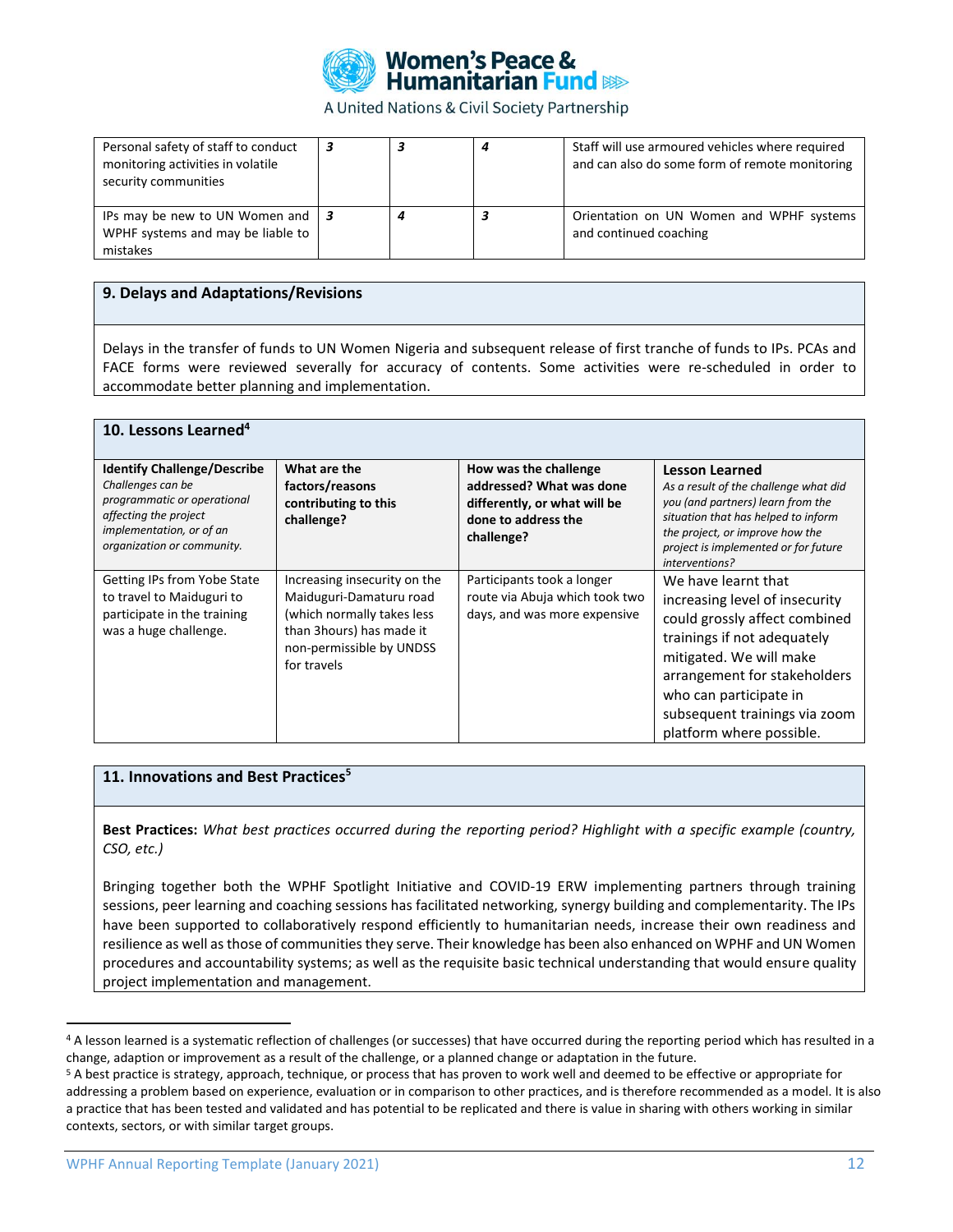| Personal safety of staff to conduct monitoring activities in volatile security communities | *3* | *3* | *4* | Staff will use armoured vehicles where required and can also do some form of remote monitoring |
|---|---|---|---|---|
| IPs may be new to UN Women and WPHF systems and may be liable to mistakes | *3* | *4* | *3* | Orientation on UN Women and WPHF systems and continued coaching |

## 9. Delays and Adaptations/Revisions

Delays in the transfer of funds to UN Women Nigeria and subsequent release of first tranche of funds to IPs. PCAs and FACE forms were reviewed severally for accuracy of contents. Some activities were re-scheduled in order to accommodate better planning and implementation.

## 10. Lessons Learned[4]

| **Identify Challenge/Describe** *Challenges can be programmatic or operational affecting the project implementation, or of an organization or community.* | **What are the factors/reasons contributing to this challenge?** | **How was the challenge addressed? What was done differently, or what will be done to address the challenge?** | **Lesson Learned** *As a result of the challenge what did you (and partners) learn from the situation that has helped to inform the project, or improve how the project is implemented or for future interventions?* |
|---|---|---|---|
| Getting IPs from Yobe State to travel to Maiduguri to participate in the training was a huge challenge. | Increasing insecurity on the Maiduguri-Damaturu road (which normally takes less than 3hours) has made it non-permissible by UNDSS for travels | Participants took a longer route via Abuja which took two days, and was more expensive | We have learnt that increasing level of insecurity could grossly affect combined trainings if not adequately mitigated. We will make arrangement for stakeholders who can participate in subsequent trainings via zoom platform where possible. |

## 11. Innovations and Best Practices[5]

**Best Practices:** *What best practices occurred during the reporting period? Highlight with a specific example (country, CSO, etc.)*

Bringing together both the WPHF Spotlight Initiative and COVID-19 ERW implementing partners through training sessions, peer learning and coaching sessions has facilitated networking, synergy building and complementarity. The IPs have been supported to collaboratively respond efficiently to humanitarian needs, increase their own readiness and resilience as well as those of communities they serve. Their knowledge has been also enhanced on WPHF and UN Women procedures and accountability systems; as well as the requisite basic technical understanding that would ensure quality project implementation and management.

---

[4] A lesson learned is a systematic reflection of challenges (or successes) that have occurred during the reporting period which has resulted in a change, adaption or improvement as a result of the challenge, or a planned change or adaptation in the future.

[5] A best practice is strategy, approach, technique, or process that has proven to work well and deemed to be effective or appropriate for addressing a problem based on experience, evaluation or in comparison to other practices, and is therefore recommended as a model. It is also a practice that has been tested and validated and has potential to be replicated and there is value in sharing with others working in similar contexts, sectors, or with similar target groups.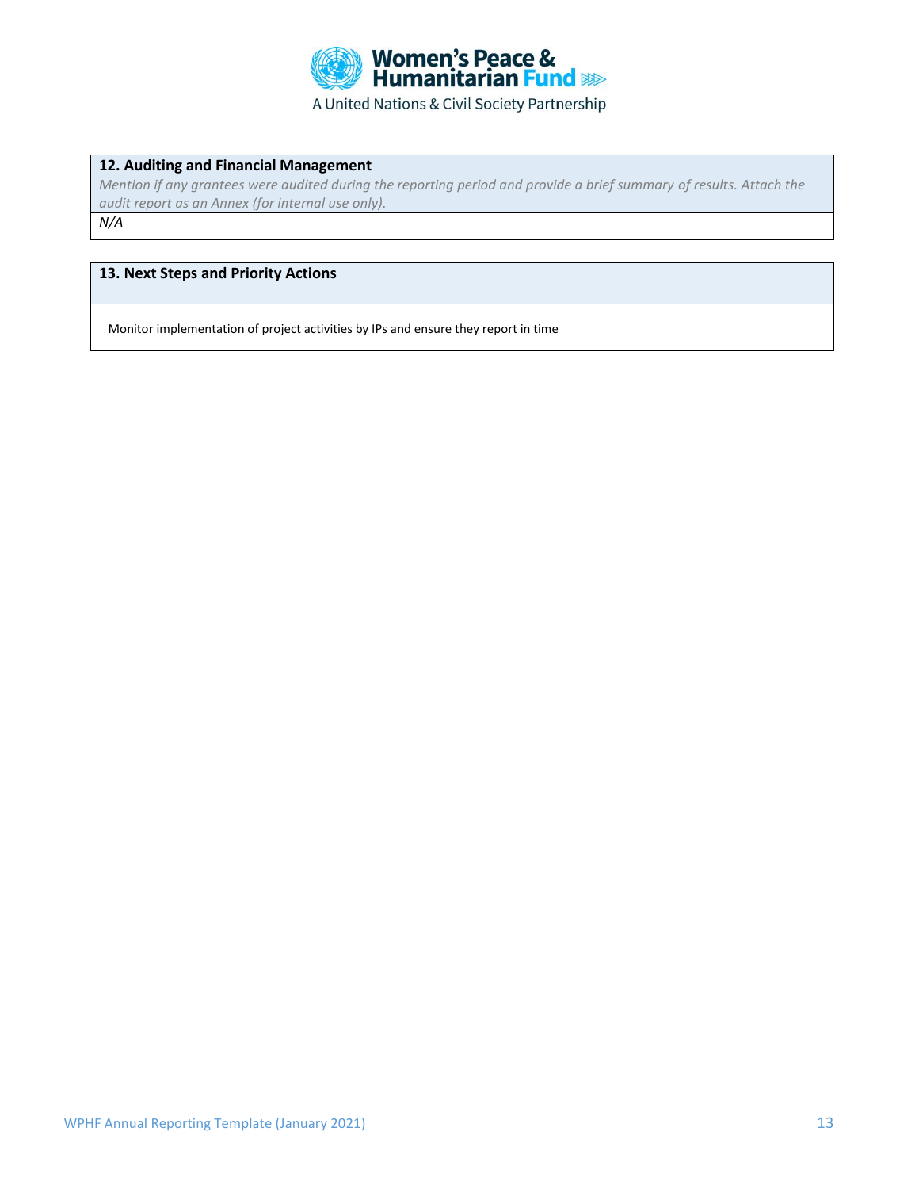## 12. Auditing and Financial Management

*Mention if any grantees were audited during the reporting period and provide a brief summary of results. Attach the audit report as an Annex (for internal use only).*

*N/A*

## 13. Next Steps and Priority Actions

Monitor implementation of project activities by IPs and ensure they report in time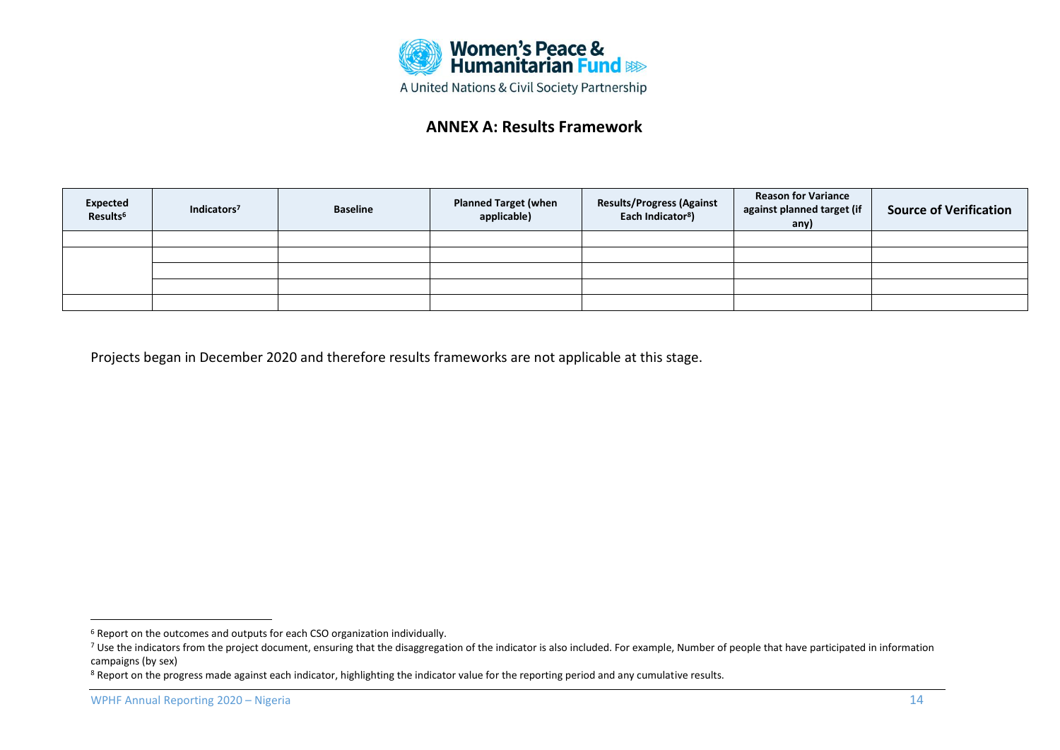Women's Peace & Humanitarian Fund

A United Nations & Civil Society Partnership

## ANNEX A: Results Framework

| Expected Results[6] | Indicators[7] | Baseline | Planned Target (when applicable) | Results/Progress (Against Each Indicator[8]) | Reason for Variance against planned target (if any) | Source of Verification |
|---|---|---|---|---|---|---|
| | | | | | | |
| | | | | | | |
| | | | | | | |
| | | | | | | |
| | | | | | | |

Projects began in December 2020 and therefore results frameworks are not applicable at this stage.

[6] Report on the outcomes and outputs for each CSO organization individually.

[7] Use the indicators from the project document, ensuring that the disaggregation of the indicator is also included. For example, Number of people that have participated in information campaigns (by sex)

[8] Report on the progress made against each indicator, highlighting the indicator value for the reporting period and any cumulative results.